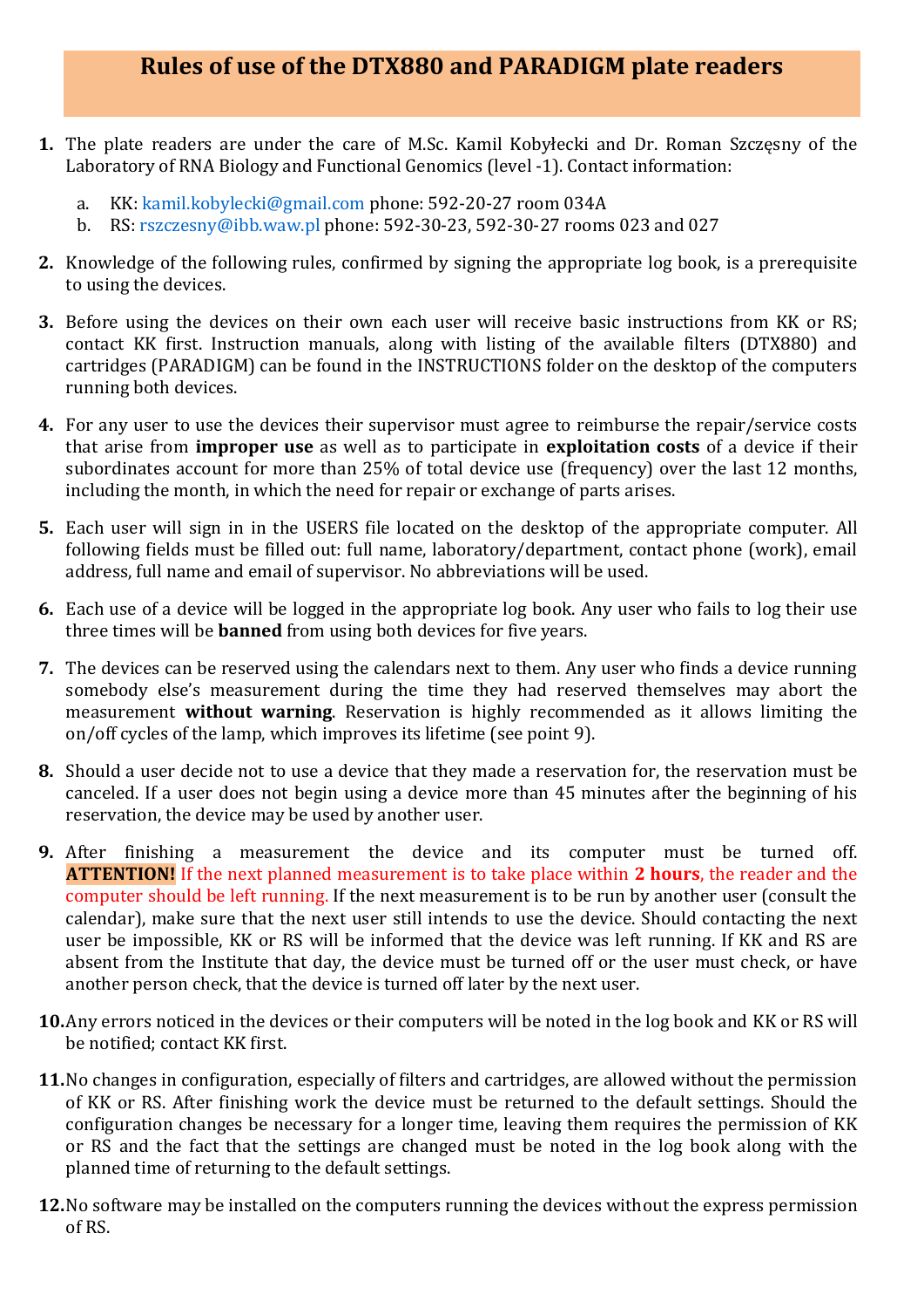# Rules of use of the DTX880 and PARADIGM plate readers

1. The plate readers are under the care of M.Sc. Kamil Kobyłecki and Dr. Roman Szczęsny of the Laboratory of RNA Biology and Functional Genomics (level -1). Contact information:
   a. KK: kamil.kobylecki@gmail.com phone: 592-20-27 room 034A
   b. RS: rszczesny@ibb.waw.pl phone: 592-30-23, 592-30-27 rooms 023 and 027

2. Knowledge of the following rules, confirmed by signing the appropriate log book, is a prerequisite to using the devices.

3. Before using the devices on their own each user will receive basic instructions from KK or RS; contact KK first. Instruction manuals, along with listing of the available filters (DTX880) and cartridges (PARADIGM) can be found in the INSTRUCTIONS folder on the desktop of the computers running both devices.

4. For any user to use the devices their supervisor must agree to reimburse the repair/service costs that arise from **improper use** as well as to participate in **exploitation costs** of a device if their subordinates account for more than 25% of total device use (frequency) over the last 12 months, including the month, in which the need for repair or exchange of parts arises.

5. Each user will sign in in the USERS file located on the desktop of the appropriate computer. All following fields must be filled out: full name, laboratory/department, contact phone (work), email address, full name and email of supervisor. No abbreviations will be used.

6. Each use of a device will be logged in the appropriate log book. Any user who fails to log their use three times will be **banned** from using both devices for five years.

7. The devices can be reserved using the calendars next to them. Any user who finds a device running somebody else's measurement during the time they had reserved themselves may abort the measurement **without warning**. Reservation is highly recommended as it allows limiting the on/off cycles of the lamp, which improves its lifetime (see point 9).

8. Should a user decide not to use a device that they made a reservation for, the reservation must be canceled. If a user does not begin using a device more than 45 minutes after the beginning of his reservation, the device may be used by another user.

9. After finishing a measurement the device and its computer must be turned off. **ATTENTION!** If the next planned measurement is to take place within **2 hours**, the reader and the computer should be left running. If the next measurement is to be run by another user (consult the calendar), make sure that the next user still intends to use the device. Should contacting the next user be impossible, KK or RS will be informed that the device was left running. If KK and RS are absent from the Institute that day, the device must be turned off or the user must check, or have another person check, that the device is turned off later by the next user.

10. Any errors noticed in the devices or their computers will be noted in the log book and KK or RS will be notified; contact KK first.

11. No changes in configuration, especially of filters and cartridges, are allowed without the permission of KK or RS. After finishing work the device must be returned to the default settings. Should the configuration changes be necessary for a longer time, leaving them requires the permission of KK or RS and the fact that the settings are changed must be noted in the log book along with the planned time of returning to the default settings.

12. No software may be installed on the computers running the devices without the express permission of RS.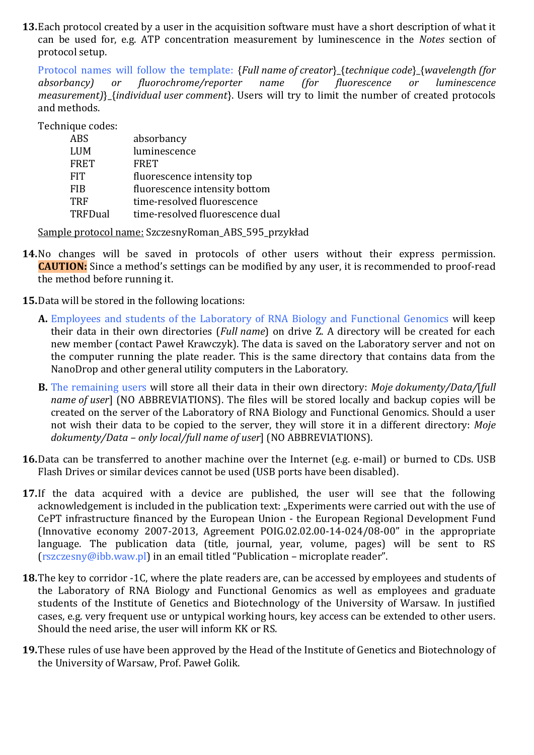13. Each protocol created by a user in the acquisition software must have a short description of what it can be used for, e.g. ATP concentration measurement by luminescence in the *Notes* section of protocol setup.

    Protocol names will follow the template: {*Full name of creator*}_{*technique code*}_{*wavelength (for absorbancy) or fluorochrome/reporter name (for fluorescence or luminescence measurement)*}_{*individual user comment*}. Users will try to limit the number of created protocols and methods.

    Technique codes:

    | | |
    |---|---|
    | ABS | absorbancy |
    | LUM | luminescence |
    | FRET | FRET |
    | FIT | fluorescence intensity top |
    | FIB | fluorescence intensity bottom |
    | TRF | time-resolved fluorescence |
    | TRFDual | time-resolved fluorescence dual |

    Sample protocol name: SzczesnyRoman_ABS_595_przykład

14. No changes will be saved in protocols of other users without their express permission. **CAUTION:** Since a method's settings can be modified by any user, it is recommended to proof-read the method before running it.

15. Data will be stored in the following locations:

    **A.** Employees and students of the Laboratory of RNA Biology and Functional Genomics will keep their data in their own directories (*Full name*) on drive Z. A directory will be created for each new member (contact Paweł Krawczyk). The data is saved on the Laboratory server and not on the computer running the plate reader. This is the same directory that contains data from the NanoDrop and other general utility computers in the Laboratory.

    **B.** The remaining users will store all their data in their own directory: *Moje dokumenty/Data/*[*full name of user*] (NO ABBREVIATIONS). The files will be stored locally and backup copies will be created on the server of the Laboratory of RNA Biology and Functional Genomics. Should a user not wish their data to be copied to the server, they will store it in a different directory: *Moje dokumenty/Data – only local/full name of user*] (NO ABBREVIATIONS).

16. Data can be transferred to another machine over the Internet (e.g. e-mail) or burned to CDs. USB Flash Drives or similar devices cannot be used (USB ports have been disabled).

17. If the data acquired with a device are published, the user will see that the following acknowledgement is included in the publication text: „Experiments were carried out with the use of CePT infrastructure financed by the European Union - the European Regional Development Fund (Innovative economy 2007-2013, Agreement POIG.02.02.00-14-024/08-00" in the appropriate language. The publication data (title, journal, year, volume, pages) will be sent to RS (rszczesny@ibb.waw.pl) in an email titled "Publication – microplate reader".

18. The key to corridor -1C, where the plate readers are, can be accessed by employees and students of the Laboratory of RNA Biology and Functional Genomics as well as employees and graduate students of the Institute of Genetics and Biotechnology of the University of Warsaw. In justified cases, e.g. very frequent use or untypical working hours, key access can be extended to other users. Should the need arise, the user will inform KK or RS.

19. These rules of use have been approved by the Head of the Institute of Genetics and Biotechnology of the University of Warsaw, Prof. Paweł Golik.